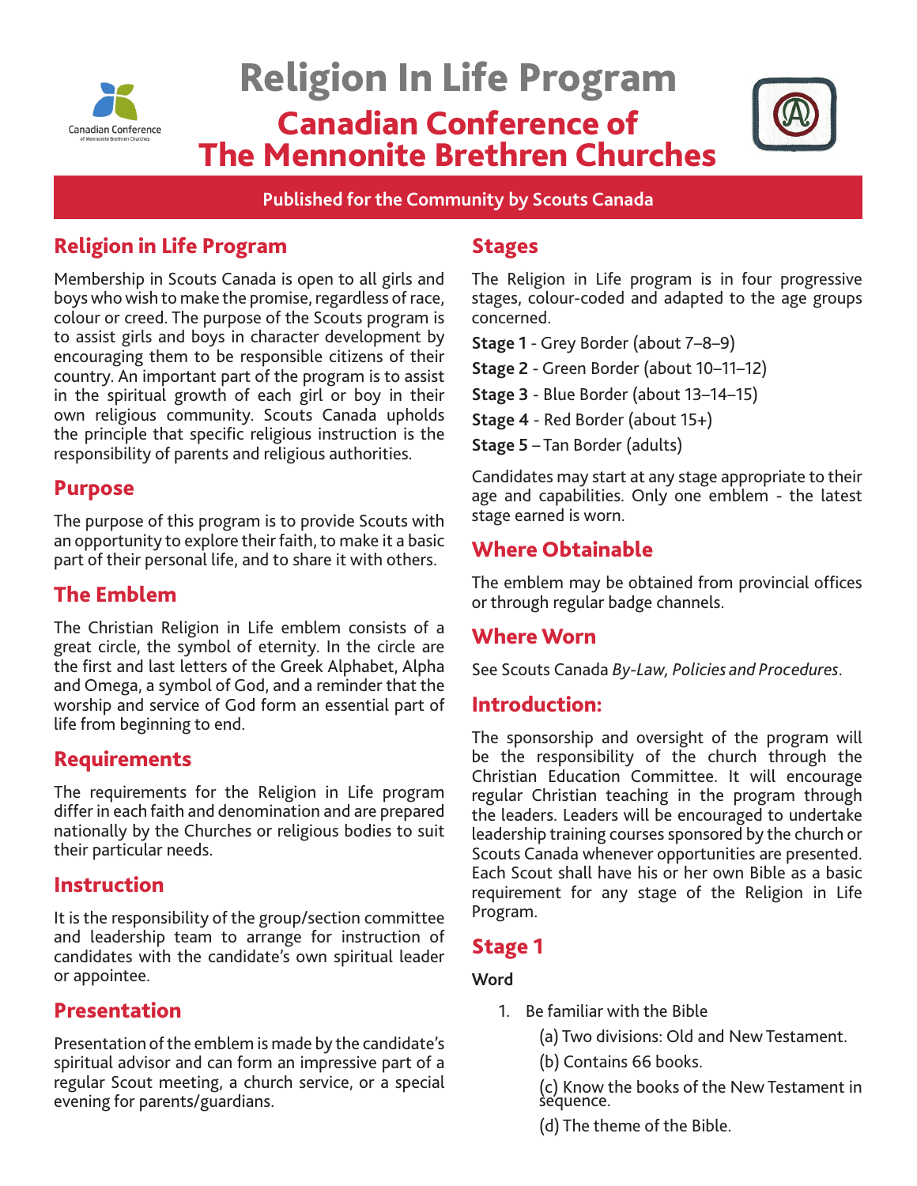# Religion In Life Program

## Canadian Conference of The Mennonite Brethren Churches

**Published for the Community by Scouts Canada**

## Religion in Life Program

Membership in Scouts Canada is open to all girls and boys who wish to make the promise, regardless of race, colour or creed. The purpose of the Scouts program is to assist girls and boys in character development by encouraging them to be responsible citizens of their country. An important part of the program is to assist in the spiritual growth of each girl or boy in their own religious community. Scouts Canada upholds the principle that specific religious instruction is the responsibility of parents and religious authorities.

## Purpose

The purpose of this program is to provide Scouts with an opportunity to explore their faith, to make it a basic part of their personal life, and to share it with others.

## The Emblem

The Christian Religion in Life emblem consists of a great circle, the symbol of eternity. In the circle are the first and last letters of the Greek Alphabet, Alpha and Omega, a symbol of God, and a reminder that the worship and service of God form an essential part of life from beginning to end.

## Requirements

The requirements for the Religion in Life program differ in each faith and denomination and are prepared nationally by the Churches or religious bodies to suit their particular needs.

## Instruction

It is the responsibility of the group/section committee and leadership team to arrange for instruction of candidates with the candidate's own spiritual leader or appointee.

## Presentation

Presentation of the emblem is made by the candidate's spiritual advisor and can form an impressive part of a regular Scout meeting, a church service, or a special evening for parents/guardians.

## Stages

The Religion in Life program is in four progressive stages, colour-coded and adapted to the age groups concerned.

**Stage 1** - Grey Border (about 7–8–9)

**Stage 2** - Green Border (about 10–11–12)

**Stage 3** - Blue Border (about 13–14–15)

**Stage 4** - Red Border (about 15+)

**Stage 5** – Tan Border (adults)

Candidates may start at any stage appropriate to their age and capabilities. Only one emblem - the latest stage earned is worn.

## Where Obtainable

The emblem may be obtained from provincial offices or through regular badge channels.

## Where Worn

See Scouts Canada *By-Law, Policies and Procedures*.

## Introduction:

The sponsorship and oversight of the program will be the responsibility of the church through the Christian Education Committee. It will encourage regular Christian teaching in the program through the leaders. Leaders will be encouraged to undertake leadership training courses sponsored by the church or Scouts Canada whenever opportunities are presented. Each Scout shall have his or her own Bible as a basic requirement for any stage of the Religion in Life Program.

## Stage 1

**Word**

1. Be familiar with the Bible
   - (a) Two divisions: Old and New Testament.
   - (b) Contains 66 books.
   - (c) Know the books of the New Testament in sequence.
   - (d) The theme of the Bible.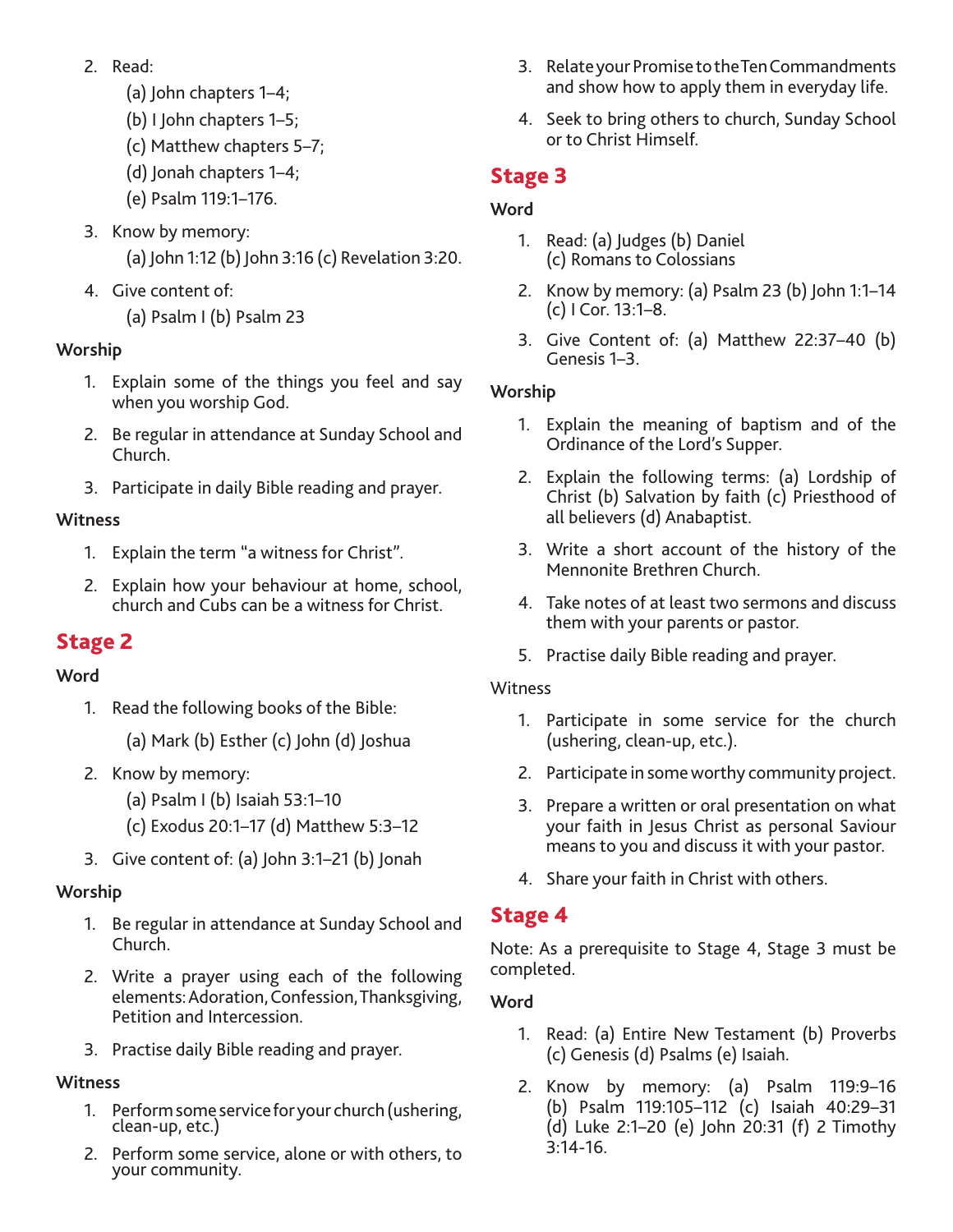2. Read:
   (a) John chapters 1–4;
   (b) I John chapters 1–5;
   (c) Matthew chapters 5–7;
   (d) Jonah chapters 1–4;
   (e) Psalm 119:1–176.
3. Know by memory:
   (a) John 1:12 (b) John 3:16 (c) Revelation 3:20.
4. Give content of:
   (a) Psalm I (b) Psalm 23

**Worship**

1. Explain some of the things you feel and say when you worship God.
2. Be regular in attendance at Sunday School and Church.
3. Participate in daily Bible reading and prayer.

**Witness**

1. Explain the term "a witness for Christ".
2. Explain how your behaviour at home, school, church and Cubs can be a witness for Christ.

## Stage 2

**Word**

1. Read the following books of the Bible:
   (a) Mark (b) Esther (c) John (d) Joshua
2. Know by memory:
   (a) Psalm I (b) Isaiah 53:1–10
   (c) Exodus 20:1–17 (d) Matthew 5:3–12
3. Give content of: (a) John 3:1–21 (b) Jonah

**Worship**

1. Be regular in attendance at Sunday School and Church.
2. Write a prayer using each of the following elements: Adoration, Confession, Thanksgiving, Petition and Intercession.
3. Practise daily Bible reading and prayer.

**Witness**

1. Perform some service for your church (ushering, clean-up, etc.)
2. Perform some service, alone or with others, to your community.
3. Relate your Promise to the Ten Commandments and show how to apply them in everyday life.
4. Seek to bring others to church, Sunday School or to Christ Himself.

## Stage 3

**Word**

1. Read: (a) Judges (b) Daniel (c) Romans to Colossians
2. Know by memory: (a) Psalm 23 (b) John 1:1–14 (c) I Cor. 13:1–8.
3. Give Content of: (a) Matthew 22:37–40 (b) Genesis 1–3.

**Worship**

1. Explain the meaning of baptism and of the Ordinance of the Lord's Supper.
2. Explain the following terms: (a) Lordship of Christ (b) Salvation by faith (c) Priesthood of all believers (d) Anabaptist.
3. Write a short account of the history of the Mennonite Brethren Church.
4. Take notes of at least two sermons and discuss them with your parents or pastor.
5. Practise daily Bible reading and prayer.

Witness

1. Participate in some service for the church (ushering, clean-up, etc.).
2. Participate in some worthy community project.
3. Prepare a written or oral presentation on what your faith in Jesus Christ as personal Saviour means to you and discuss it with your pastor.
4. Share your faith in Christ with others.

## Stage 4

Note: As a prerequisite to Stage 4, Stage 3 must be completed.

**Word**

1. Read: (a) Entire New Testament (b) Proverbs (c) Genesis (d) Psalms (e) Isaiah.
2. Know by memory: (a) Psalm 119:9–16 (b) Psalm 119:105–112 (c) Isaiah 40:29–31 (d) Luke 2:1–20 (e) John 20:31 (f) 2 Timothy 3:14-16.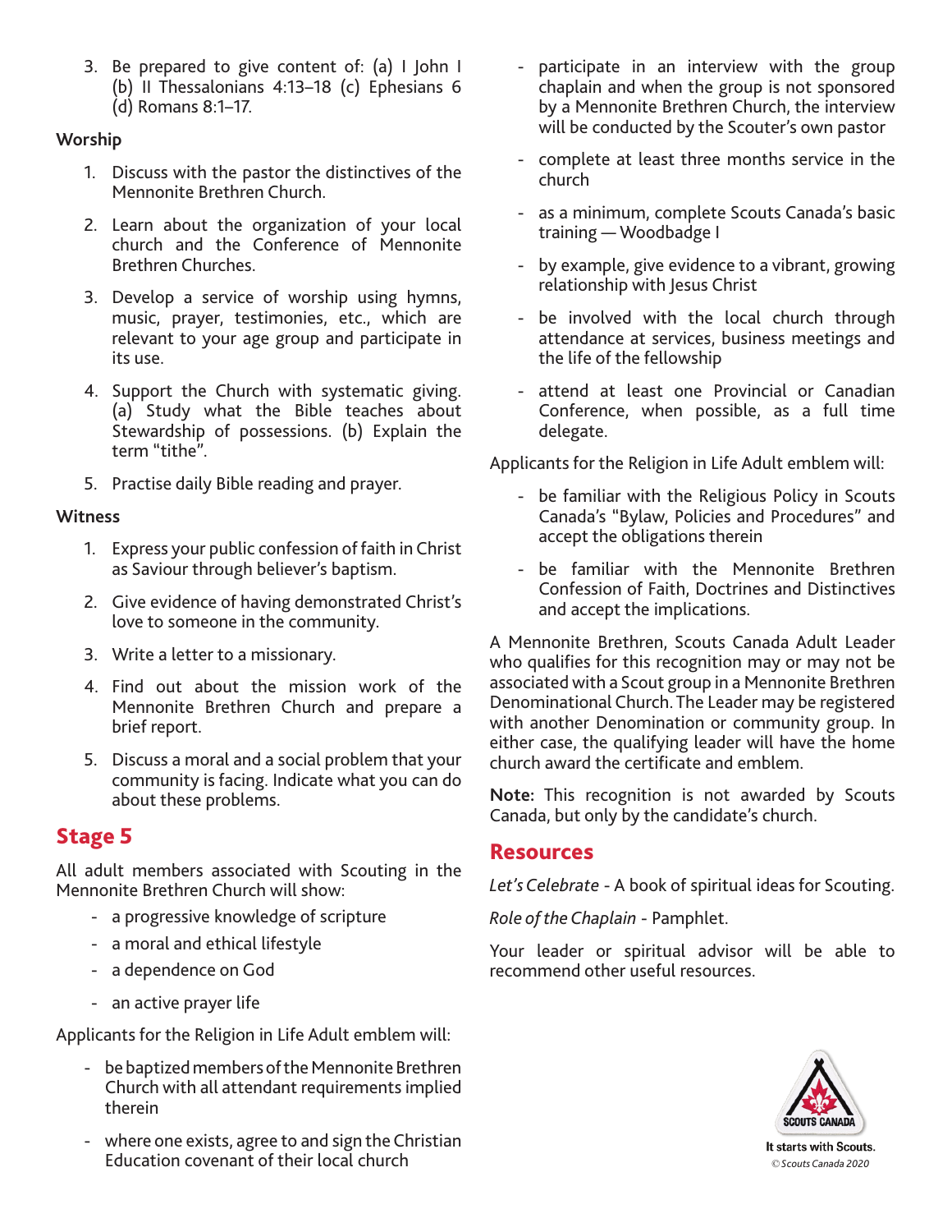3. Be prepared to give content of: (a) I John I (b) II Thessalonians 4:13–18 (c) Ephesians 6 (d) Romans 8:1–17.

**Worship**

1. Discuss with the pastor the distinctives of the Mennonite Brethren Church.
2. Learn about the organization of your local church and the Conference of Mennonite Brethren Churches.
3. Develop a service of worship using hymns, music, prayer, testimonies, etc., which are relevant to your age group and participate in its use.
4. Support the Church with systematic giving. (a) Study what the Bible teaches about Stewardship of possessions. (b) Explain the term "tithe".
5. Practise daily Bible reading and prayer.

**Witness**

1. Express your public confession of faith in Christ as Saviour through believer's baptism.
2. Give evidence of having demonstrated Christ's love to someone in the community.
3. Write a letter to a missionary.
4. Find out about the mission work of the Mennonite Brethren Church and prepare a brief report.
5. Discuss a moral and a social problem that your community is facing. Indicate what you can do about these problems.

## Stage 5

All adult members associated with Scouting in the Mennonite Brethren Church will show:

- a progressive knowledge of scripture
- a moral and ethical lifestyle
- a dependence on God
- an active prayer life

Applicants for the Religion in Life Adult emblem will:

- be baptized members of the Mennonite Brethren Church with all attendant requirements implied therein
- where one exists, agree to and sign the Christian Education covenant of their local church
- participate in an interview with the group chaplain and when the group is not sponsored by a Mennonite Brethren Church, the interview will be conducted by the Scouter's own pastor
- complete at least three months service in the church
- as a minimum, complete Scouts Canada's basic training — Woodbadge I
- by example, give evidence to a vibrant, growing relationship with Jesus Christ
- be involved with the local church through attendance at services, business meetings and the life of the fellowship
- attend at least one Provincial or Canadian Conference, when possible, as a full time delegate.

Applicants for the Religion in Life Adult emblem will:

- be familiar with the Religious Policy in Scouts Canada's "Bylaw, Policies and Procedures" and accept the obligations therein
- be familiar with the Mennonite Brethren Confession of Faith, Doctrines and Distinctives and accept the implications.

A Mennonite Brethren, Scouts Canada Adult Leader who qualifies for this recognition may or may not be associated with a Scout group in a Mennonite Brethren Denominational Church. The Leader may be registered with another Denomination or community group. In either case, the qualifying leader will have the home church award the certificate and emblem.

**Note:** This recognition is not awarded by Scouts Canada, but only by the candidate's church.

## Resources

*Let's Celebrate* - A book of spiritual ideas for Scouting.

*Role of the Chaplain* - Pamphlet.

Your leader or spiritual advisor will be able to recommend other useful resources.

SCOUTS CANADA

It starts with Scouts.

*© Scouts Canada 2020*